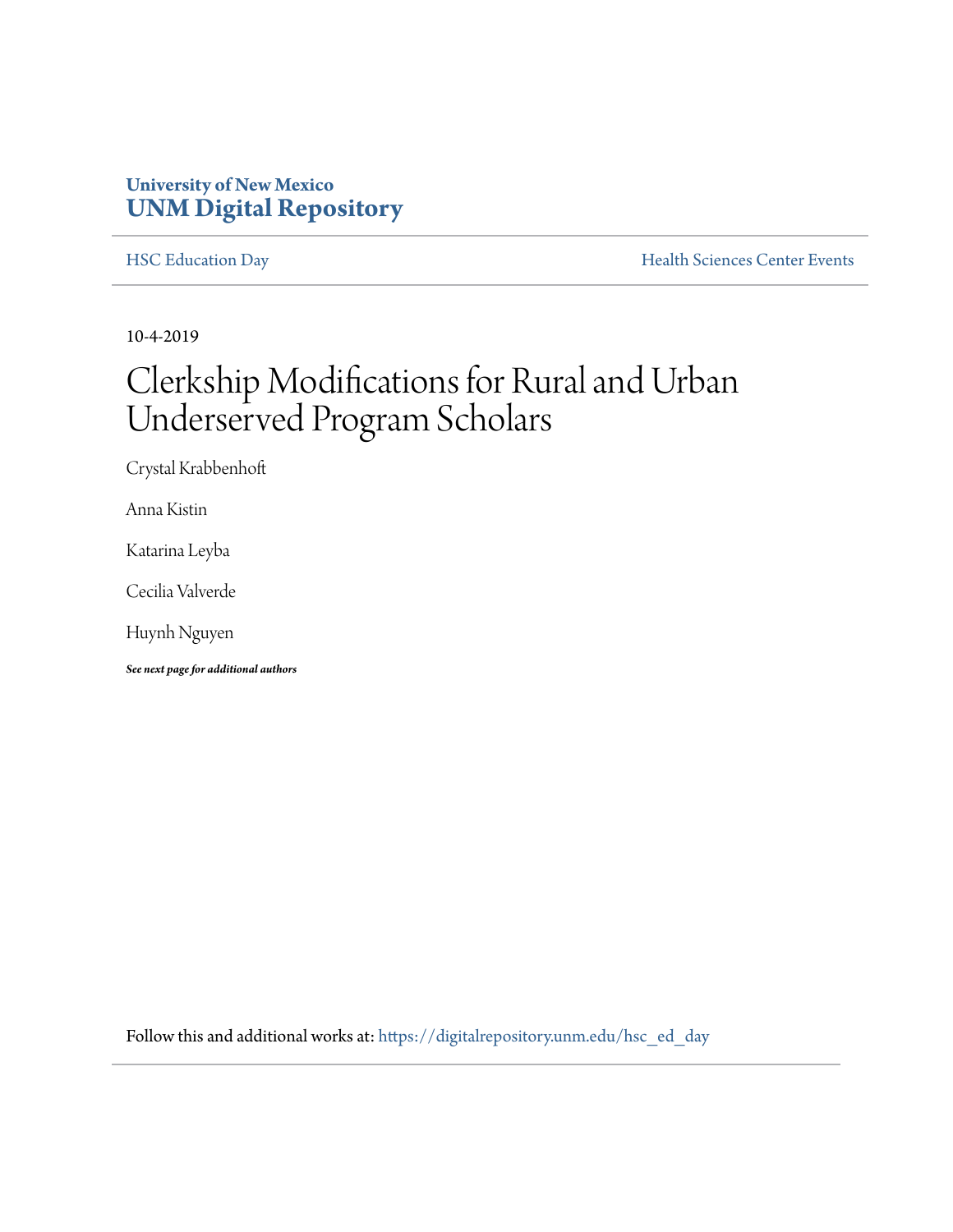University of New Mexico
**UNM Digital Repository**

HSC Education Day | Health Sciences Center Events

10-4-2019

# Clerkship Modifications for Rural and Urban Underserved Program Scholars

Crystal Krabbenhoft

Anna Kistin

Katarina Leyba

Cecilia Valverde

Huynh Nguyen

***See next page for additional authors***

Follow this and additional works at: https://digitalrepository.unm.edu/hsc_ed_day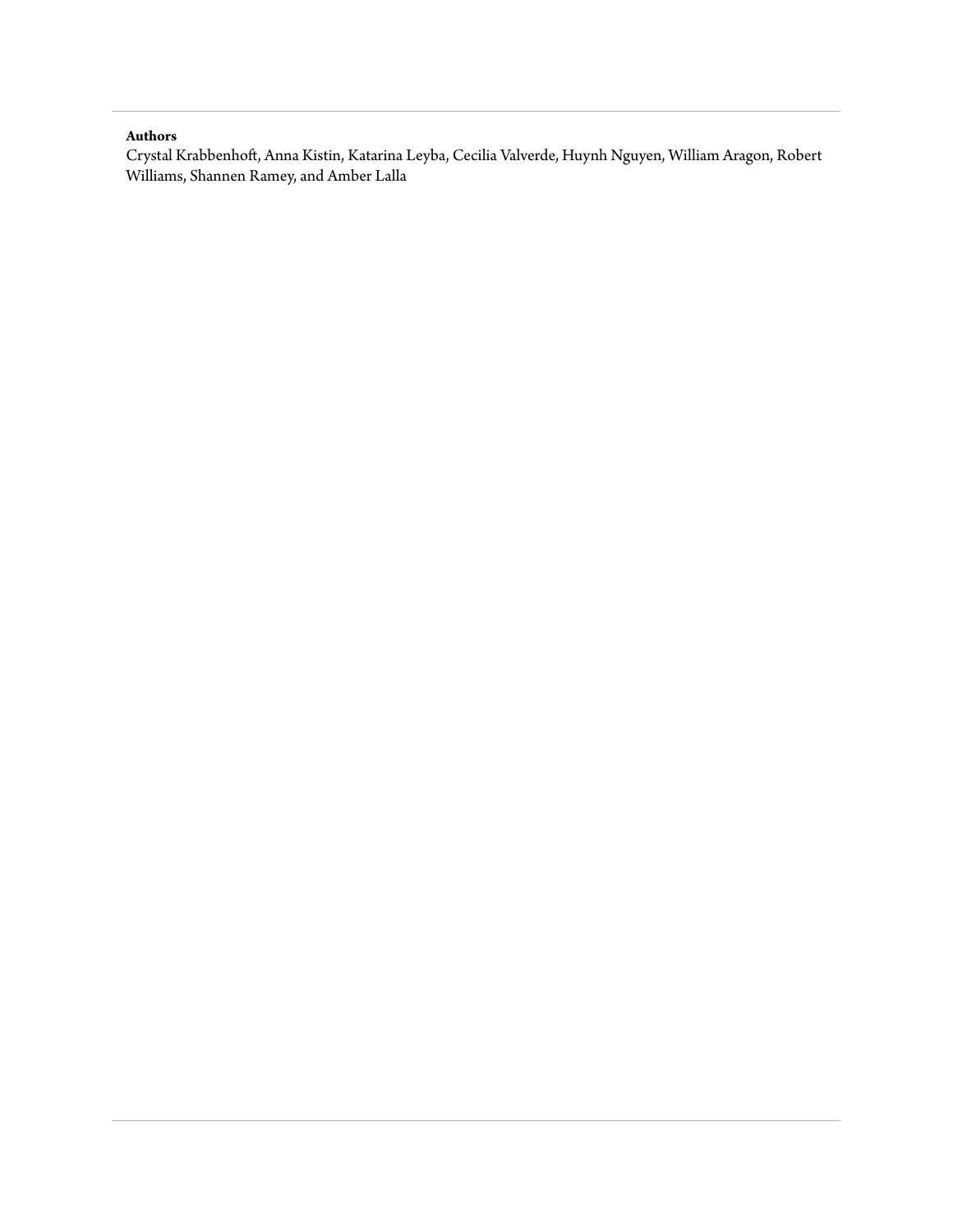**Authors**

Crystal Krabbenhoft, Anna Kistin, Katarina Leyba, Cecilia Valverde, Huynh Nguyen, William Aragon, Robert Williams, Shannen Ramey, and Amber Lalla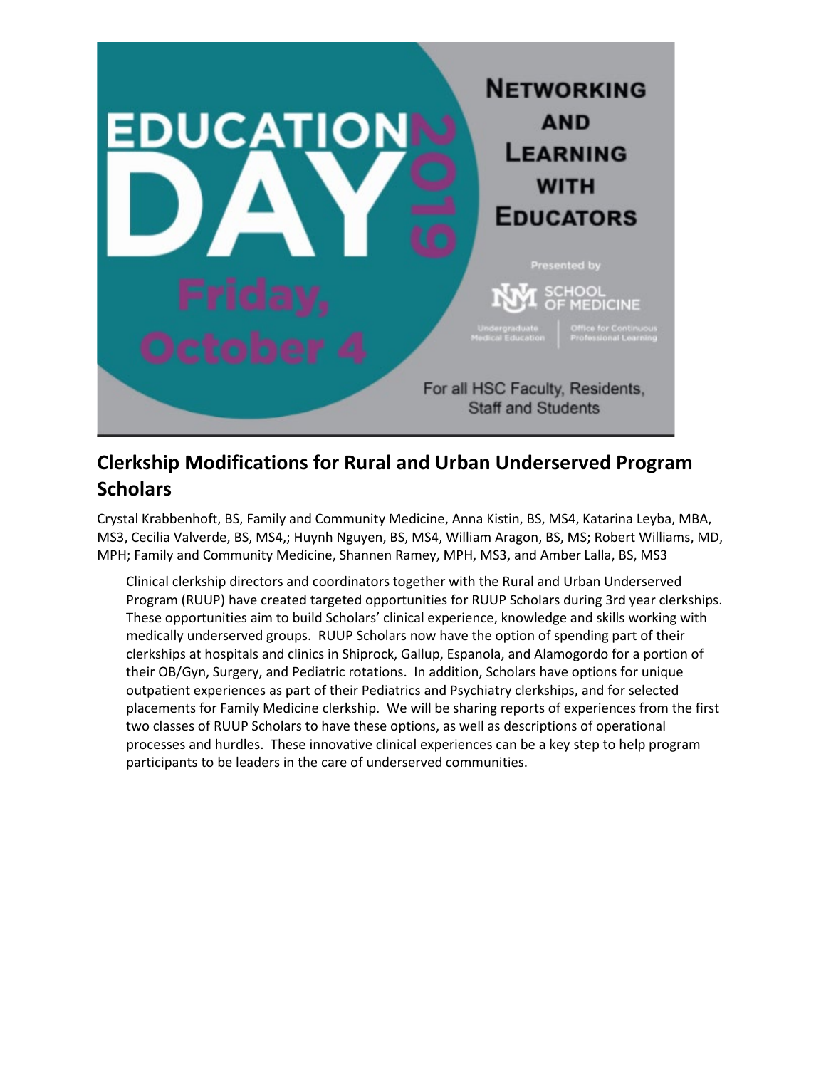EDUCATION DAY 2019

Friday, October 4

NETWORKING AND LEARNING WITH EDUCATORS

Presented by

UNM SCHOOL OF MEDICINE

Undergraduate Medical Education | Office for Continuous Professional Learning

For all HSC Faculty, Residents, Staff and Students

## Clerkship Modifications for Rural and Urban Underserved Program Scholars

Crystal Krabbenhoft, BS, Family and Community Medicine, Anna Kistin, BS, MS4, Katarina Leyba, MBA, MS3, Cecilia Valverde, BS, MS4,; Huynh Nguyen, BS, MS4, William Aragon, BS, MS; Robert Williams, MD, MPH; Family and Community Medicine, Shannen Ramey, MPH, MS3, and Amber Lalla, BS, MS3

Clinical clerkship directors and coordinators together with the Rural and Urban Underserved Program (RUUP) have created targeted opportunities for RUUP Scholars during 3rd year clerkships. These opportunities aim to build Scholars' clinical experience, knowledge and skills working with medically underserved groups. RUUP Scholars now have the option of spending part of their clerkships at hospitals and clinics in Shiprock, Gallup, Espanola, and Alamogordo for a portion of their OB/Gyn, Surgery, and Pediatric rotations. In addition, Scholars have options for unique outpatient experiences as part of their Pediatrics and Psychiatry clerkships, and for selected placements for Family Medicine clerkship. We will be sharing reports of experiences from the first two classes of RUUP Scholars to have these options, as well as descriptions of operational processes and hurdles. These innovative clinical experiences can be a key step to help program participants to be leaders in the care of underserved communities.